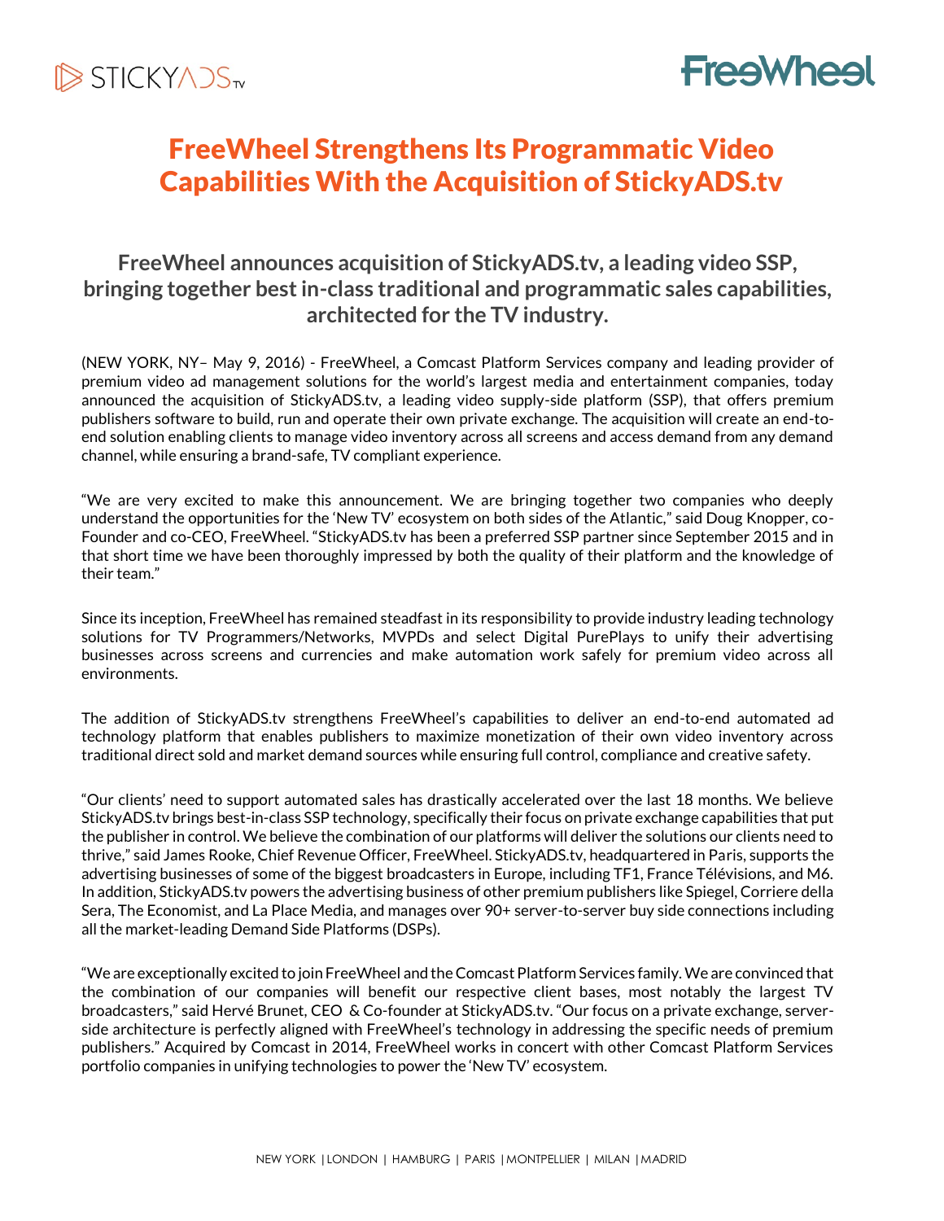# FreeWheel Strengthens Its Programmatic Video Capabilities With the Acquisition of StickyADS.tv

## FreeWheel announces acquisition of StickyADS.tv, a leading video SSP, bringing together best in-class traditional and programmatic sales capabilities, architected for the TV industry.

(NEW YORK, NY– May 9, 2016) - FreeWheel, a Comcast Platform Services company and leading provider of premium video ad management solutions for the world's largest media and entertainment companies, today announced the acquisition of StickyADS.tv, a leading video supply-side platform (SSP), that offers premium publishers software to build, run and operate their own private exchange. The acquisition will create an end-to-end solution enabling clients to manage video inventory across all screens and access demand from any demand channel, while ensuring a brand-safe, TV compliant experience.

"We are very excited to make this announcement. We are bringing together two companies who deeply understand the opportunities for the 'New TV' ecosystem on both sides of the Atlantic," said Doug Knopper, co-Founder and co-CEO, FreeWheel. "StickyADS.tv has been a preferred SSP partner since September 2015 and in that short time we have been thoroughly impressed by both the quality of their platform and the knowledge of their team."

Since its inception, FreeWheel has remained steadfast in its responsibility to provide industry leading technology solutions for TV Programmers/Networks, MVPDs and select Digital PurePlays to unify their advertising businesses across screens and currencies and make automation work safely for premium video across all environments.

The addition of StickyADS.tv strengthens FreeWheel's capabilities to deliver an end-to-end automated ad technology platform that enables publishers to maximize monetization of their own video inventory across traditional direct sold and market demand sources while ensuring full control, compliance and creative safety.

"Our clients' need to support automated sales has drastically accelerated over the last 18 months. We believe StickyADS.tv brings best-in-class SSP technology, specifically their focus on private exchange capabilities that put the publisher in control. We believe the combination of our platforms will deliver the solutions our clients need to thrive," said James Rooke, Chief Revenue Officer, FreeWheel. StickyADS.tv, headquartered in Paris, supports the advertising businesses of some of the biggest broadcasters in Europe, including TF1, France Télévisions, and M6. In addition, StickyADS.tv powers the advertising business of other premium publishers like Spiegel, Corriere della Sera, The Economist, and La Place Media, and manages over 90+ server-to-server buy side connections including all the market-leading Demand Side Platforms (DSPs).

"We are exceptionally excited to join FreeWheel and the Comcast Platform Services family. We are convinced that the combination of our companies will benefit our respective client bases, most notably the largest TV broadcasters," said Hervé Brunet, CEO & Co-founder at StickyADS.tv. "Our focus on a private exchange, server-side architecture is perfectly aligned with FreeWheel's technology in addressing the specific needs of premium publishers." Acquired by Comcast in 2014, FreeWheel works in concert with other Comcast Platform Services portfolio companies in unifying technologies to power the 'New TV' ecosystem.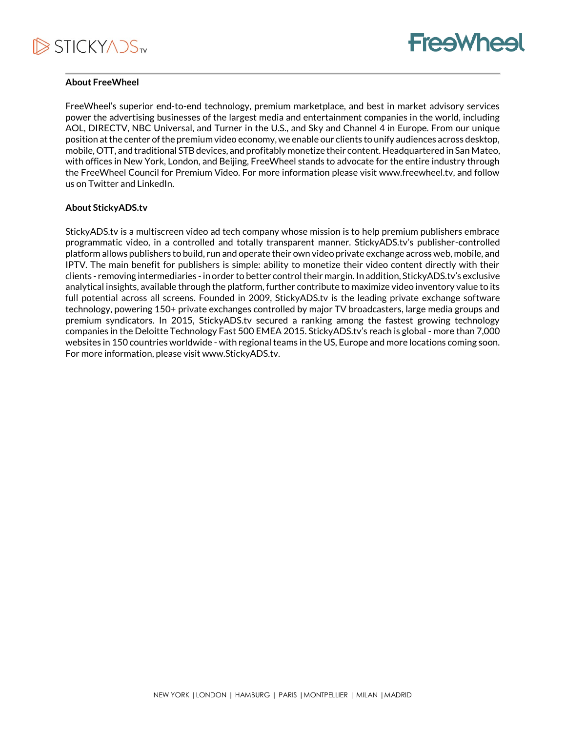**About FreeWheel**

FreeWheel's superior end-to-end technology, premium marketplace, and best in market advisory services power the advertising businesses of the largest media and entertainment companies in the world, including AOL, DIRECTV, NBC Universal, and Turner in the U.S., and Sky and Channel 4 in Europe. From our unique position at the center of the premium video economy, we enable our clients to unify audiences across desktop, mobile, OTT, and traditional STB devices, and profitably monetize their content. Headquartered in San Mateo, with offices in New York, London, and Beijing, FreeWheel stands to advocate for the entire industry through the FreeWheel Council for Premium Video. For more information please visit www.freewheel.tv, and follow us on Twitter and LinkedIn.

**About StickyADS.tv**

StickyADS.tv is a multiscreen video ad tech company whose mission is to help premium publishers embrace programmatic video, in a controlled and totally transparent manner. StickyADS.tv's publisher-controlled platform allows publishers to build, run and operate their own video private exchange across web, mobile, and IPTV. The main benefit for publishers is simple: ability to monetize their video content directly with their clients - removing intermediaries - in order to better control their margin. In addition, StickyADS.tv's exclusive analytical insights, available through the platform, further contribute to maximize video inventory value to its full potential across all screens. Founded in 2009, StickyADS.tv is the leading private exchange software technology, powering 150+ private exchanges controlled by major TV broadcasters, large media groups and premium syndicators. In 2015, StickyADS.tv secured a ranking among the fastest growing technology companies in the Deloitte Technology Fast 500 EMEA 2015. StickyADS.tv's reach is global - more than 7,000 websites in 150 countries worldwide - with regional teams in the US, Europe and more locations coming soon. For more information, please visit www.StickyADS.tv.